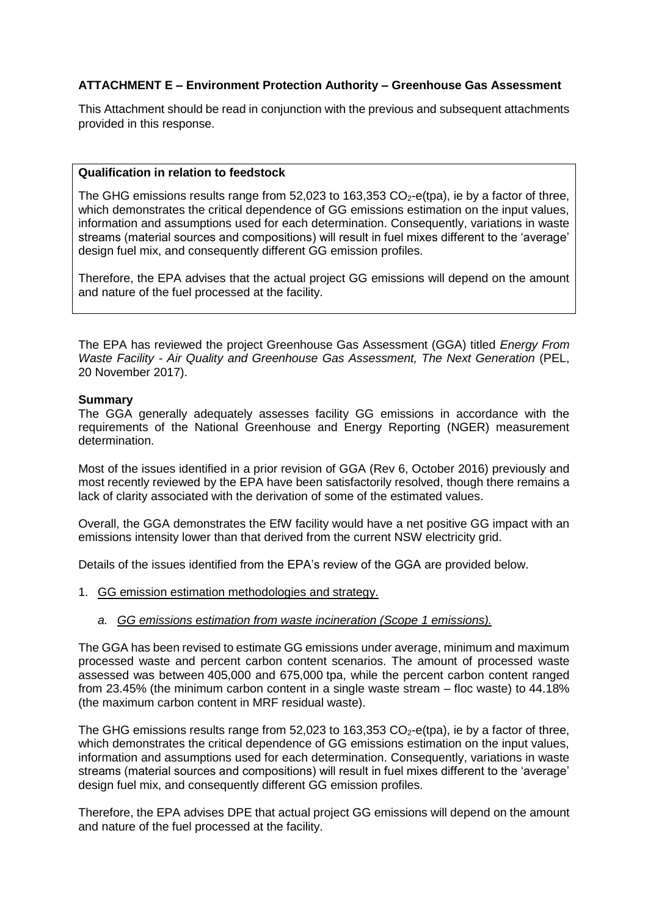**ATTACHMENT E – Environment Protection Authority – Greenhouse Gas Assessment**

This Attachment should be read in conjunction with the previous and subsequent attachments provided in this response.

> **Qualification in relation to feedstock**
>
> The GHG emissions results range from 52,023 to 163,353 $CO_2$-e(tpa), ie by a factor of three, which demonstrates the critical dependence of GG emissions estimation on the input values, information and assumptions used for each determination. Consequently, variations in waste streams (material sources and compositions) will result in fuel mixes different to the 'average' design fuel mix, and consequently different GG emission profiles.
>
> Therefore, the EPA advises that the actual project GG emissions will depend on the amount and nature of the fuel processed at the facility.

The EPA has reviewed the project Greenhouse Gas Assessment (GGA) titled *Energy From Waste Facility - Air Quality and Greenhouse Gas Assessment, The Next Generation* (PEL, 20 November 2017).

**Summary**

The GGA generally adequately assesses facility GG emissions in accordance with the requirements of the National Greenhouse and Energy Reporting (NGER) measurement determination.

Most of the issues identified in a prior revision of GGA (Rev 6, October 2016) previously and most recently reviewed by the EPA have been satisfactorily resolved, though there remains a lack of clarity associated with the derivation of some of the estimated values.

Overall, the GGA demonstrates the EfW facility would have a net positive GG impact with an emissions intensity lower than that derived from the current NSW electricity grid.

Details of the issues identified from the EPA's review of the GGA are provided below.

1. <u>GG emission estimation methodologies and strategy.</u>

   a. *<u>GG emissions estimation from waste incineration (Scope 1 emissions).</u>*

The GGA has been revised to estimate GG emissions under average, minimum and maximum processed waste and percent carbon content scenarios. The amount of processed waste assessed was between 405,000 and 675,000 tpa, while the percent carbon content ranged from 23.45% (the minimum carbon content in a single waste stream – floc waste) to 44.18% (the maximum carbon content in MRF residual waste).

The GHG emissions results range from 52,023 to 163,353 $CO_2$-e(tpa), ie by a factor of three, which demonstrates the critical dependence of GG emissions estimation on the input values, information and assumptions used for each determination. Consequently, variations in waste streams (material sources and compositions) will result in fuel mixes different to the 'average' design fuel mix, and consequently different GG emission profiles.

Therefore, the EPA advises DPE that actual project GG emissions will depend on the amount and nature of the fuel processed at the facility.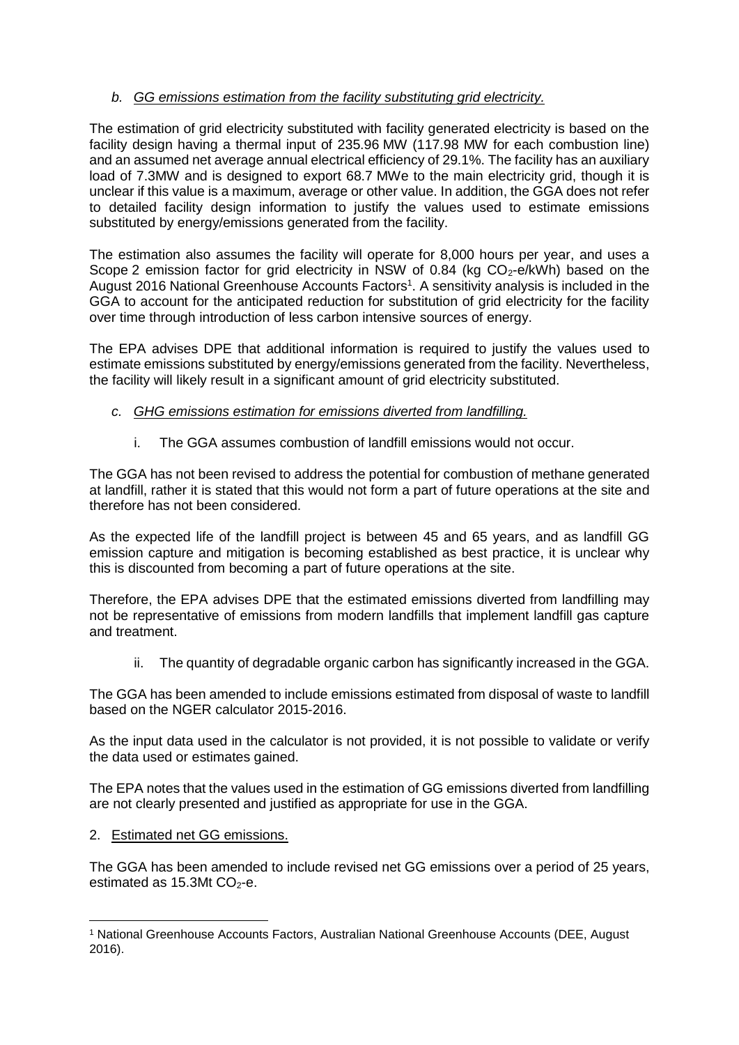*b. GG emissions estimation from the facility substituting grid electricity.*

The estimation of grid electricity substituted with facility generated electricity is based on the facility design having a thermal input of 235.96 MW (117.98 MW for each combustion line) and an assumed net average annual electrical efficiency of 29.1%. The facility has an auxiliary load of 7.3MW and is designed to export 68.7 MWe to the main electricity grid, though it is unclear if this value is a maximum, average or other value. In addition, the GGA does not refer to detailed facility design information to justify the values used to estimate emissions substituted by energy/emissions generated from the facility.

The estimation also assumes the facility will operate for 8,000 hours per year, and uses a Scope 2 emission factor for grid electricity in NSW of 0.84 (kg $CO_2$-e/kWh) based on the August 2016 National Greenhouse Accounts Factors[1]. A sensitivity analysis is included in the GGA to account for the anticipated reduction for substitution of grid electricity for the facility over time through introduction of less carbon intensive sources of energy.

The EPA advises DPE that additional information is required to justify the values used to estimate emissions substituted by energy/emissions generated from the facility. Nevertheless, the facility will likely result in a significant amount of grid electricity substituted.

*c. GHG emissions estimation for emissions diverted from landfilling.*

i. The GGA assumes combustion of landfill emissions would not occur.

The GGA has not been revised to address the potential for combustion of methane generated at landfill, rather it is stated that this would not form a part of future operations at the site and therefore has not been considered.

As the expected life of the landfill project is between 45 and 65 years, and as landfill GG emission capture and mitigation is becoming established as best practice, it is unclear why this is discounted from becoming a part of future operations at the site.

Therefore, the EPA advises DPE that the estimated emissions diverted from landfilling may not be representative of emissions from modern landfills that implement landfill gas capture and treatment.

ii. The quantity of degradable organic carbon has significantly increased in the GGA.

The GGA has been amended to include emissions estimated from disposal of waste to landfill based on the NGER calculator 2015-2016.

As the input data used in the calculator is not provided, it is not possible to validate or verify the data used or estimates gained.

The EPA notes that the values used in the estimation of GG emissions diverted from landfilling are not clearly presented and justified as appropriate for use in the GGA.

2. Estimated net GG emissions.

The GGA has been amended to include revised net GG emissions over a period of 25 years, estimated as 15.3Mt $CO_2$-e.

[1] National Greenhouse Accounts Factors, Australian National Greenhouse Accounts (DEE, August 2016).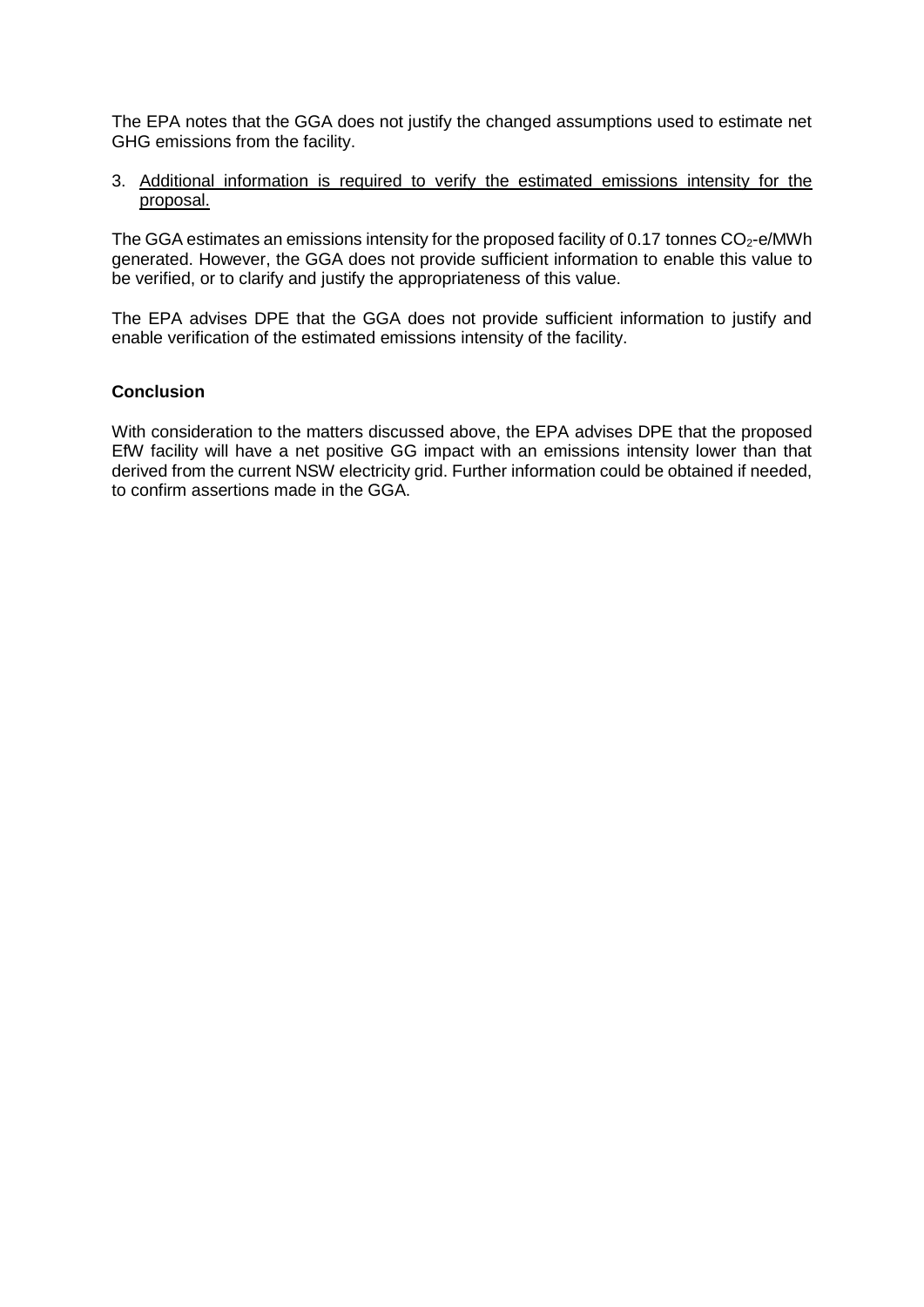The EPA notes that the GGA does not justify the changed assumptions used to estimate net GHG emissions from the facility.

3. Additional information is required to verify the estimated emissions intensity for the proposal.

The GGA estimates an emissions intensity for the proposed facility of 0.17 tonnes $CO_2$-e/MWh generated. However, the GGA does not provide sufficient information to enable this value to be verified, or to clarify and justify the appropriateness of this value.

The EPA advises DPE that the GGA does not provide sufficient information to justify and enable verification of the estimated emissions intensity of the facility.

**Conclusion**

With consideration to the matters discussed above, the EPA advises DPE that the proposed EfW facility will have a net positive GG impact with an emissions intensity lower than that derived from the current NSW electricity grid. Further information could be obtained if needed, to confirm assertions made in the GGA.